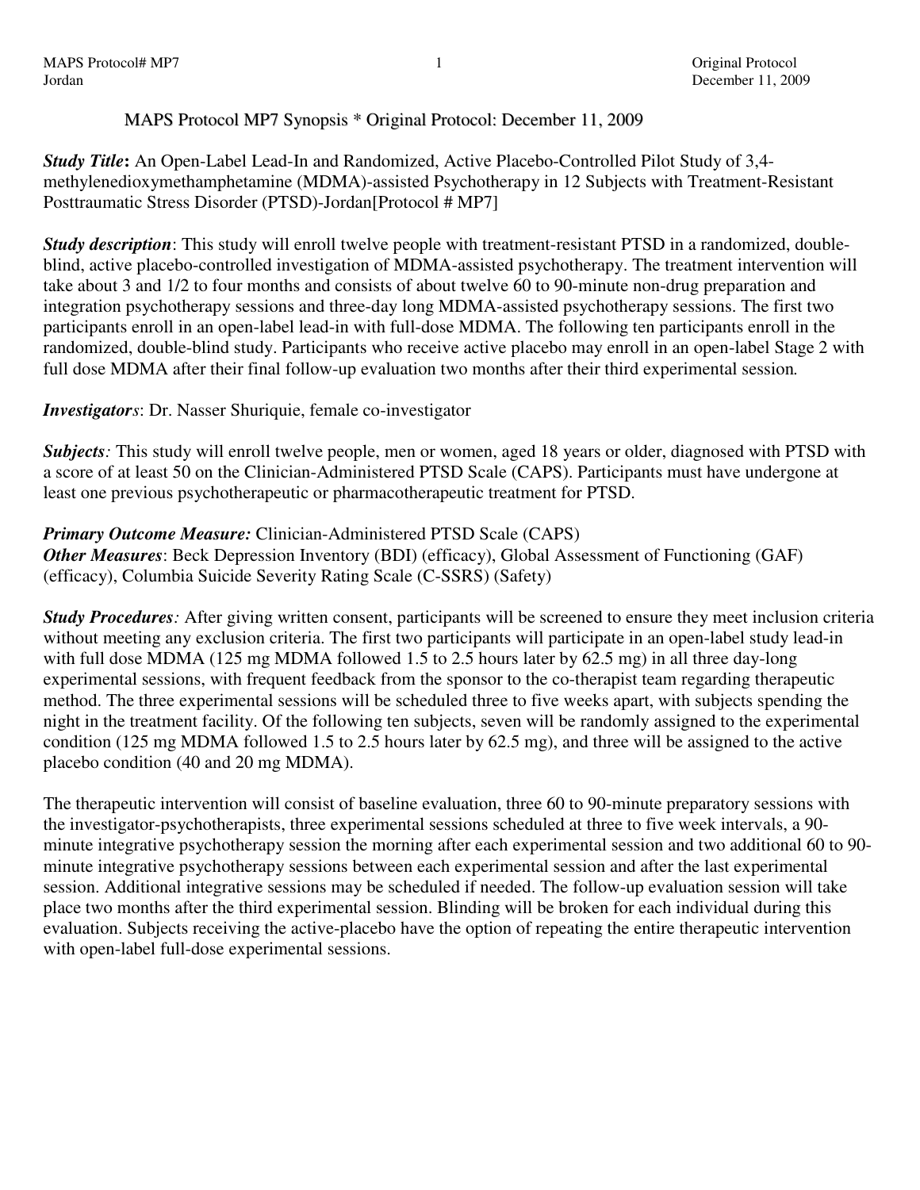# MAPS Protocol MP7 Synopsis * Original Protocol: December 11, 2009

***Study Title*:** An Open-Label Lead-In and Randomized, Active Placebo-Controlled Pilot Study of 3,4-methylenedioxymethamphetamine (MDMA)-assisted Psychotherapy in 12 Subjects with Treatment-Resistant Posttraumatic Stress Disorder (PTSD)-Jordan[Protocol # MP7]

***Study description***: This study will enroll twelve people with treatment-resistant PTSD in a randomized, double-blind, active placebo-controlled investigation of MDMA-assisted psychotherapy. The treatment intervention will take about 3 and 1/2 to four months and consists of about twelve 60 to 90-minute non-drug preparation and integration psychotherapy sessions and three-day long MDMA-assisted psychotherapy sessions. The first two participants enroll in an open-label lead-in with full-dose MDMA. The following ten participants enroll in the randomized, double-blind study. Participants who receive active placebo may enroll in an open-label Stage 2 with full dose MDMA after their final follow-up evaluation two months after their third experimental session.

***Investigators***: Dr. Nasser Shuriquie, female co-investigator

***Subjects****:* This study will enroll twelve people, men or women, aged 18 years or older, diagnosed with PTSD with a score of at least 50 on the Clinician-Administered PTSD Scale (CAPS). Participants must have undergone at least one previous psychotherapeutic or pharmacotherapeutic treatment for PTSD.

***Primary Outcome Measure:*** Clinician-Administered PTSD Scale (CAPS)
***Other Measures***: Beck Depression Inventory (BDI) (efficacy), Global Assessment of Functioning (GAF) (efficacy), Columbia Suicide Severity Rating Scale (C-SSRS) (Safety)

***Study Procedures****:* After giving written consent, participants will be screened to ensure they meet inclusion criteria without meeting any exclusion criteria. The first two participants will participate in an open-label study lead-in with full dose MDMA (125 mg MDMA followed 1.5 to 2.5 hours later by 62.5 mg) in all three day-long experimental sessions, with frequent feedback from the sponsor to the co-therapist team regarding therapeutic method. The three experimental sessions will be scheduled three to five weeks apart, with subjects spending the night in the treatment facility. Of the following ten subjects, seven will be randomly assigned to the experimental condition (125 mg MDMA followed 1.5 to 2.5 hours later by 62.5 mg), and three will be assigned to the active placebo condition (40 and 20 mg MDMA).

The therapeutic intervention will consist of baseline evaluation, three 60 to 90-minute preparatory sessions with the investigator-psychotherapists, three experimental sessions scheduled at three to five week intervals, a 90-minute integrative psychotherapy session the morning after each experimental session and two additional 60 to 90-minute integrative psychotherapy sessions between each experimental session and after the last experimental session. Additional integrative sessions may be scheduled if needed. The follow-up evaluation session will take place two months after the third experimental session. Blinding will be broken for each individual during this evaluation. Subjects receiving the active-placebo have the option of repeating the entire therapeutic intervention with open-label full-dose experimental sessions.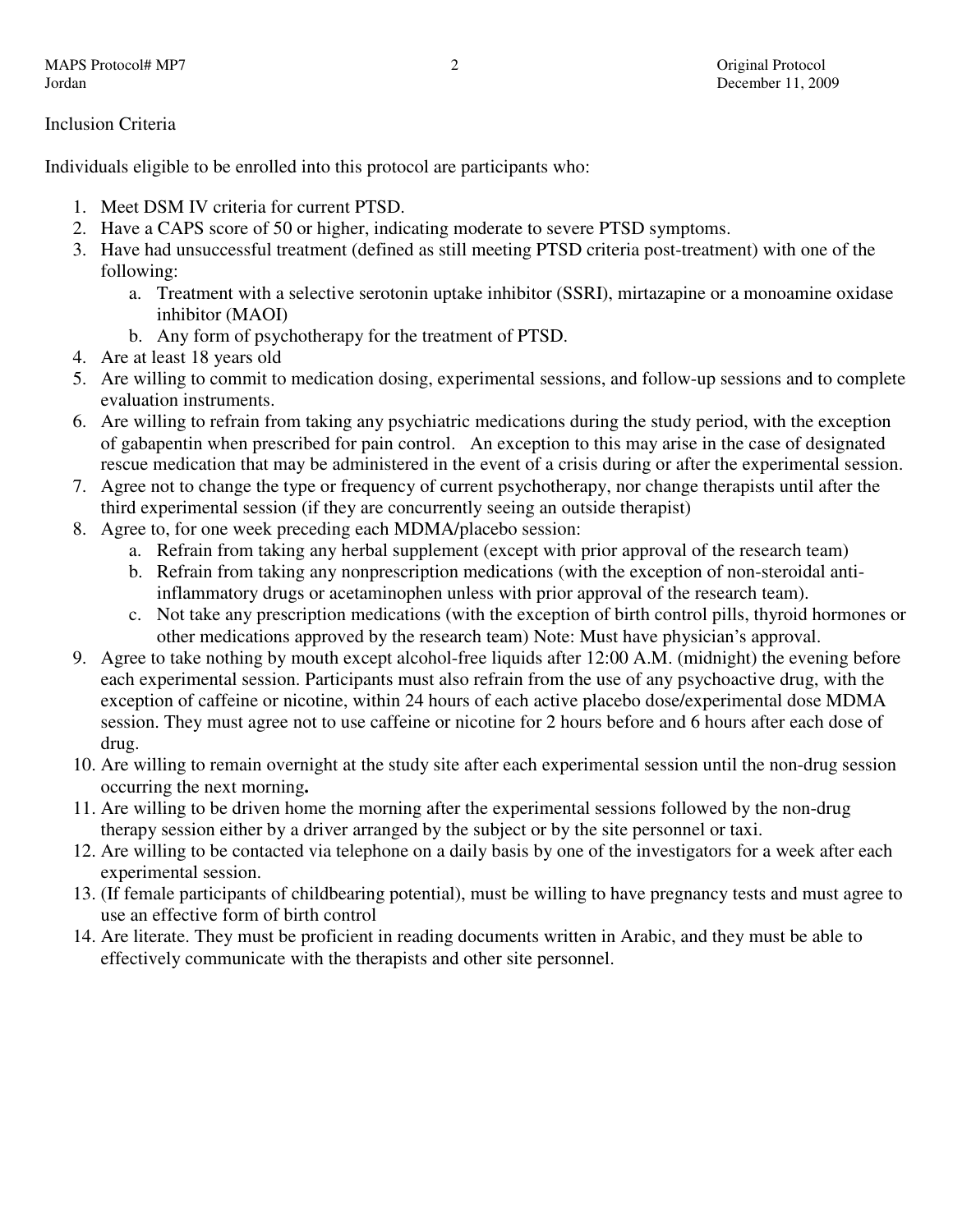Inclusion Criteria

Individuals eligible to be enrolled into this protocol are participants who:

1. Meet DSM IV criteria for current PTSD.
2. Have a CAPS score of 50 or higher, indicating moderate to severe PTSD symptoms.
3. Have had unsuccessful treatment (defined as still meeting PTSD criteria post-treatment) with one of the following:
   a. Treatment with a selective serotonin uptake inhibitor (SSRI), mirtazapine or a monoamine oxidase inhibitor (MAOI)
   b. Any form of psychotherapy for the treatment of PTSD.
4. Are at least 18 years old
5. Are willing to commit to medication dosing, experimental sessions, and follow-up sessions and to complete evaluation instruments.
6. Are willing to refrain from taking any psychiatric medications during the study period, with the exception of gabapentin when prescribed for pain control. An exception to this may arise in the case of designated rescue medication that may be administered in the event of a crisis during or after the experimental session.
7. Agree not to change the type or frequency of current psychotherapy, nor change therapists until after the third experimental session (if they are concurrently seeing an outside therapist)
8. Agree to, for one week preceding each MDMA/placebo session:
   a. Refrain from taking any herbal supplement (except with prior approval of the research team)
   b. Refrain from taking any nonprescription medications (with the exception of non-steroidal anti-inflammatory drugs or acetaminophen unless with prior approval of the research team).
   c. Not take any prescription medications (with the exception of birth control pills, thyroid hormones or other medications approved by the research team) Note: Must have physician's approval.
9. Agree to take nothing by mouth except alcohol-free liquids after 12:00 A.M. (midnight) the evening before each experimental session. Participants must also refrain from the use of any psychoactive drug, with the exception of caffeine or nicotine, within 24 hours of each active placebo dose/experimental dose MDMA session. They must agree not to use caffeine or nicotine for 2 hours before and 6 hours after each dose of drug.
10. Are willing to remain overnight at the study site after each experimental session until the non-drug session occurring the next morning**.**
11. Are willing to be driven home the morning after the experimental sessions followed by the non-drug therapy session either by a driver arranged by the subject or by the site personnel or taxi.
12. Are willing to be contacted via telephone on a daily basis by one of the investigators for a week after each experimental session.
13. (If female participants of childbearing potential), must be willing to have pregnancy tests and must agree to use an effective form of birth control
14. Are literate. They must be proficient in reading documents written in Arabic, and they must be able to effectively communicate with the therapists and other site personnel.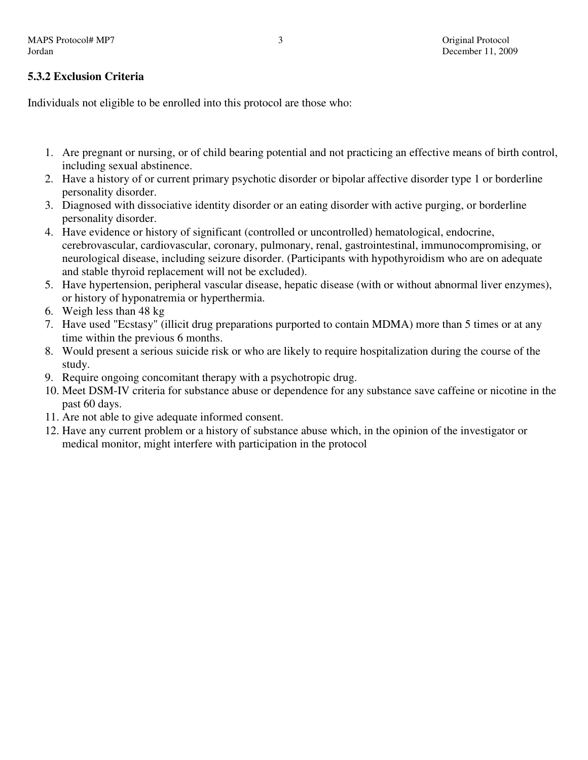### 5.3.2 Exclusion Criteria

Individuals not eligible to be enrolled into this protocol are those who:

1. Are pregnant or nursing, or of child bearing potential and not practicing an effective means of birth control, including sexual abstinence.
2. Have a history of or current primary psychotic disorder or bipolar affective disorder type 1 or borderline personality disorder.
3. Diagnosed with dissociative identity disorder or an eating disorder with active purging, or borderline personality disorder.
4. Have evidence or history of significant (controlled or uncontrolled) hematological, endocrine, cerebrovascular, cardiovascular, coronary, pulmonary, renal, gastrointestinal, immunocompromising, or neurological disease, including seizure disorder. (Participants with hypothyroidism who are on adequate and stable thyroid replacement will not be excluded).
5. Have hypertension, peripheral vascular disease, hepatic disease (with or without abnormal liver enzymes), or history of hyponatremia or hyperthermia.
6. Weigh less than 48 kg
7. Have used "Ecstasy" (illicit drug preparations purported to contain MDMA) more than 5 times or at any time within the previous 6 months.
8. Would present a serious suicide risk or who are likely to require hospitalization during the course of the study.
9. Require ongoing concomitant therapy with a psychotropic drug.
10. Meet DSM-IV criteria for substance abuse or dependence for any substance save caffeine or nicotine in the past 60 days.
11. Are not able to give adequate informed consent.
12. Have any current problem or a history of substance abuse which, in the opinion of the investigator or medical monitor, might interfere with participation in the protocol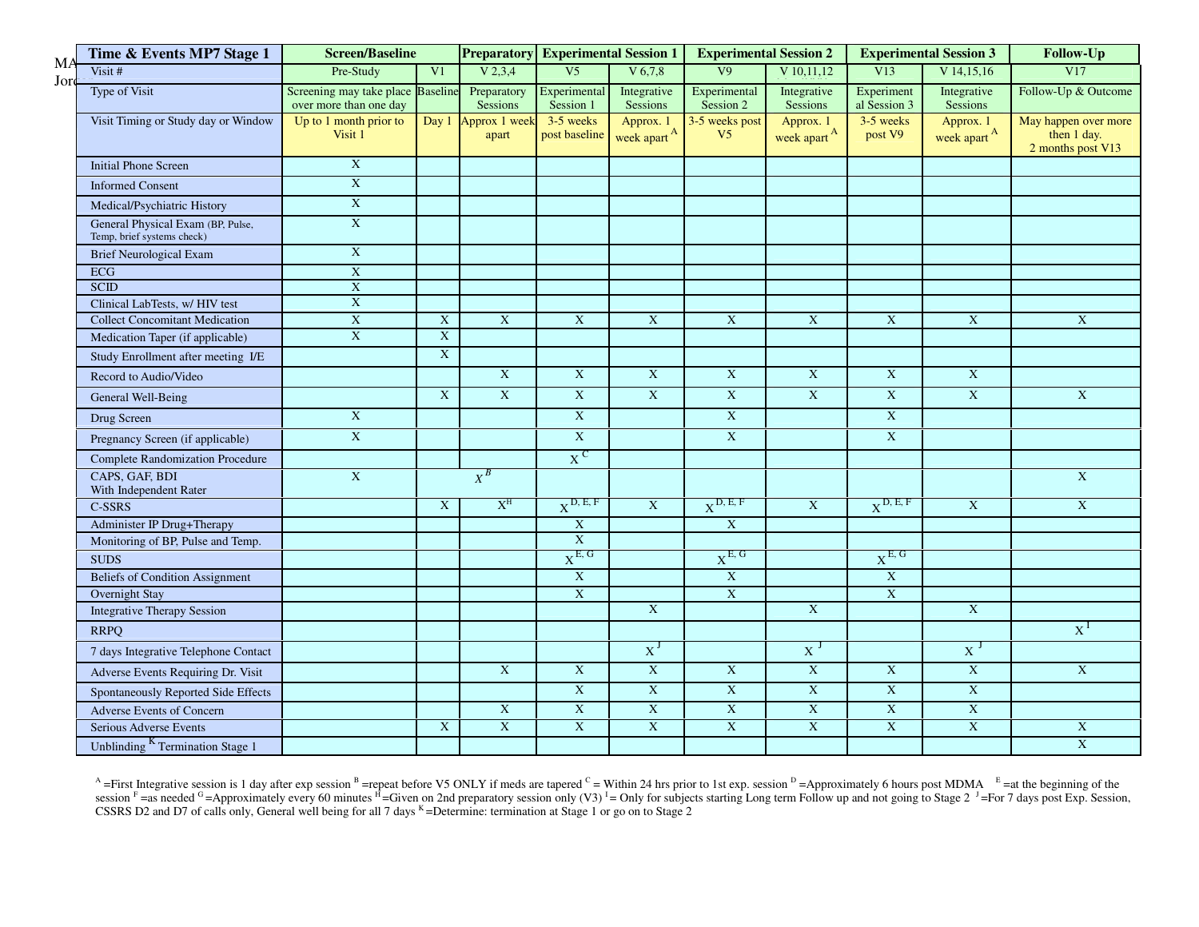| Time & Events MP7 Stage 1 | Screen/Baseline | | Preparatory | Experimental Session 1 | | Experimental Session 2 | | Experimental Session 3 | | Follow-Up |
|---|---|---|---|---|---|---|---|---|---|---|
| Visit # | Pre-Study | V1 | V 2,3,4 | V5 | V 6,7,8 | V9 | V 10,11,12 | V13 | V 14,15,16 | V17 |
| Type of Visit | Screening may take place over more than one day | Baseline | Preparatory Sessions | Experimental Session 1 | Integrative Sessions | Experimental Session 2 | Integrative Sessions | Experimental Session 3 | Integrative Sessions | Follow-Up & Outcome |
| Visit Timing or Study day or Window | Up to 1 month prior to Visit 1 | Day 1 | Approx 1 week apart | 3-5 weeks post baseline | Approx. 1 week apart [A] | 3-5 weeks post V5 | Approx. 1 week apart [A] | 3-5 weeks post V9 | Approx. 1 week apart [A] | May happen over more then 1 day. 2 months post V13 |
| Initial Phone Screen | X | | | | | | | | | |
| Informed Consent | X | | | | | | | | | |
| Medical/Psychiatric History | X | | | | | | | | | |
| General Physical Exam (BP, Pulse, Temp, brief systems check) | X | | | | | | | | | |
| Brief Neurological Exam | X | | | | | | | | | |
| ECG | X | | | | | | | | | |
| SCID | X | | | | | | | | | |
| Clinical LabTests, w/ HIV test | X | | | | | | | | | |
| Collect Concomitant Medication | X | X | X | X | X | X | X | X | X | X |
| Medication Taper (if applicable) | X | X | | | | | | | | |
| Study Enrollment after meeting I/E | | X | | | | | | | | |
| Record to Audio/Video | | | X | X | X | X | X | X | X | |
| General Well-Being | | X | X | X | X | X | X | X | X | X |
| Drug Screen | X | | | X | | X | | X | | |
| Pregnancy Screen (if applicable) | X | | | X | | X | | X | | |
| Complete Randomization Procedure | | | | X [C] | | | | | | |
| CAPS, GAF, BDI With Independent Rater | X | | X [B] | | | | | | | X |
| C-SSRS | | X | X [H] | X [D, E, F] | X | X [D, E, F] | X | X [D, E, F] | X | X |
| Administer IP Drug+Therapy | | | | X | | X | | | | |
| Monitoring of BP, Pulse and Temp. | | | | X | | | | | | |
| SUDS | | | | X [E, G] | | X [E, G] | | X [E, G] | | |
| Beliefs of Condition Assignment | | | | X | | X | | X | | |
| Overnight Stay | | | | X | | X | | X | | |
| Integrative Therapy Session | | | | | X | | X | | X | |
| RRPQ | | | | | | | | | | X [I] |
| 7 days Integrative Telephone Contact | | | | | X [J] | | X [J] | | X [J] | |
| Adverse Events Requiring Dr. Visit | | | X | X | X | X | X | X | X | X |
| Spontaneously Reported Side Effects | | | | X | X | X | X | X | X | |
| Adverse Events of Concern | | | X | X | X | X | X | X | X | |
| Serious Adverse Events | | X | X | X | X | X | X | X | X | X |
| Unblinding [K] Termination Stage 1 | | | | | | | | | | X |

[A] =First Integrative session is 1 day after exp session [B] =repeat before V5 ONLY if meds are tapered [C] = Within 24 hrs prior to 1st exp. session [D] =Approximately 6 hours post MDMA [E] =at the beginning of the session [F] =as needed [G] =Approximately every 60 minutes [H] =Given on 2nd preparatory session only (V3) [I] = Only for subjects starting Long term Follow up and not going to Stage 2 [J] =For 7 days post Exp. Session, CSSRS D2 and D7 of calls only, General well being for all 7 days [K] =Determine: termination at Stage 1 or go on to Stage 2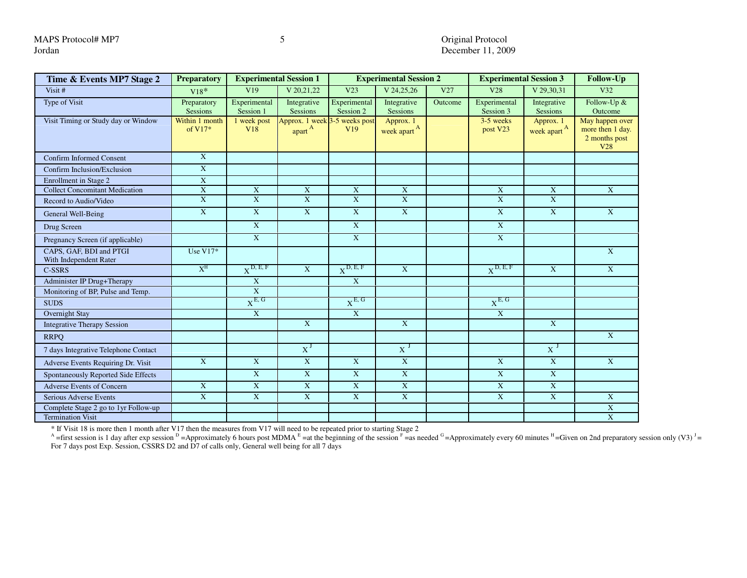| Time & Events MP7 Stage 2 | Preparatory | Experimental Session 1 | | Experimental Session 2 | | | Experimental Session 3 | | Follow-Up |
|---|---|---|---|---|---|---|---|---|---|
| Visit # | V18* | V19 | V 20,21,22 | V23 | V 24,25,26 | V27 | V28 | V 29,30,31 | V32 |
| Type of Visit | Preparatory Sessions | Experimental Session 1 | Integrative Sessions | Experimental Session 2 | Integrative Sessions | Outcome | Experimental Session 3 | Integrative Sessions | Follow-Up & Outcome |
| Visit Timing or Study day or Window | Within 1 month of V17* | 1 week post V18 | Approx. 1 week apart [A] | 3-5 weeks post V19 | Approx. 1 week apart [A] | | 3-5 weeks post V23 | Approx. 1 week apart [A] | May happen over more then 1 day. 2 months post V28 |
| Confirm Informed Consent | X | | | | | | | | |
| Confirm Inclusion/Exclusion | X | | | | | | | | |
| Enrollment in Stage 2 | X | | | | | | | | |
| Collect Concomitant Medication | X | X | X | X | X | | X | X | X |
| Record to Audio/Video | X | X | X | X | X | | X | X | |
| General Well-Being | X | X | X | X | X | | X | X | X |
| Drug Screen | | X | | X | | | X | | |
| Pregnancy Screen (if applicable) | | X | | X | | | X | | |
| CAPS, GAF, BDI and PTGI With Independent Rater | Use V17* | | | | | | | | X |
| C-SSRS | X [H] | X [D, E, F] | X | X [D, E, F] | X | | X [D, E, F] | X | X |
| Administer IP Drug+Therapy | | X | | X | | | | | |
| Monitoring of BP, Pulse and Temp. | | X | | | | | | | |
| SUDS | | X [E, G] | | X [E, G] | | | X [E, G] | | |
| Overnight Stay | | X | | X | | | X | | |
| Integrative Therapy Session | | | X | | X | | | X | |
| RRPQ | | | | | | | | | X |
| 7 days Integrative Telephone Contact | | | X [J] | | X [J] | | | X [J] | |
| Adverse Events Requiring Dr. Visit | X | X | X | X | X | | X | X | X |
| Spontaneously Reported Side Effects | | X | X | X | X | | X | X | |
| Adverse Events of Concern | X | X | X | X | X | | X | X | |
| Serious Adverse Events | X | X | X | X | X | | X | X | X |
| Complete Stage 2 go to 1yr Follow-up | | | | | | | | | X |
| Termination Visit | | | | | | | | | X |

\* If Visit 18 is more then 1 month after V17 then the measures from V17 will need to be repeated prior to starting Stage 2

[A] =first session is 1 day after exp session [D] =Approximately 6 hours post MDMA [E] =at the beginning of the session [F] =as needed [G] =Approximately every 60 minutes [H] =Given on 2nd preparatory session only (V3) [J] = For 7 days post Exp. Session, CSSRS D2 and D7 of calls only, General well being for all 7 days